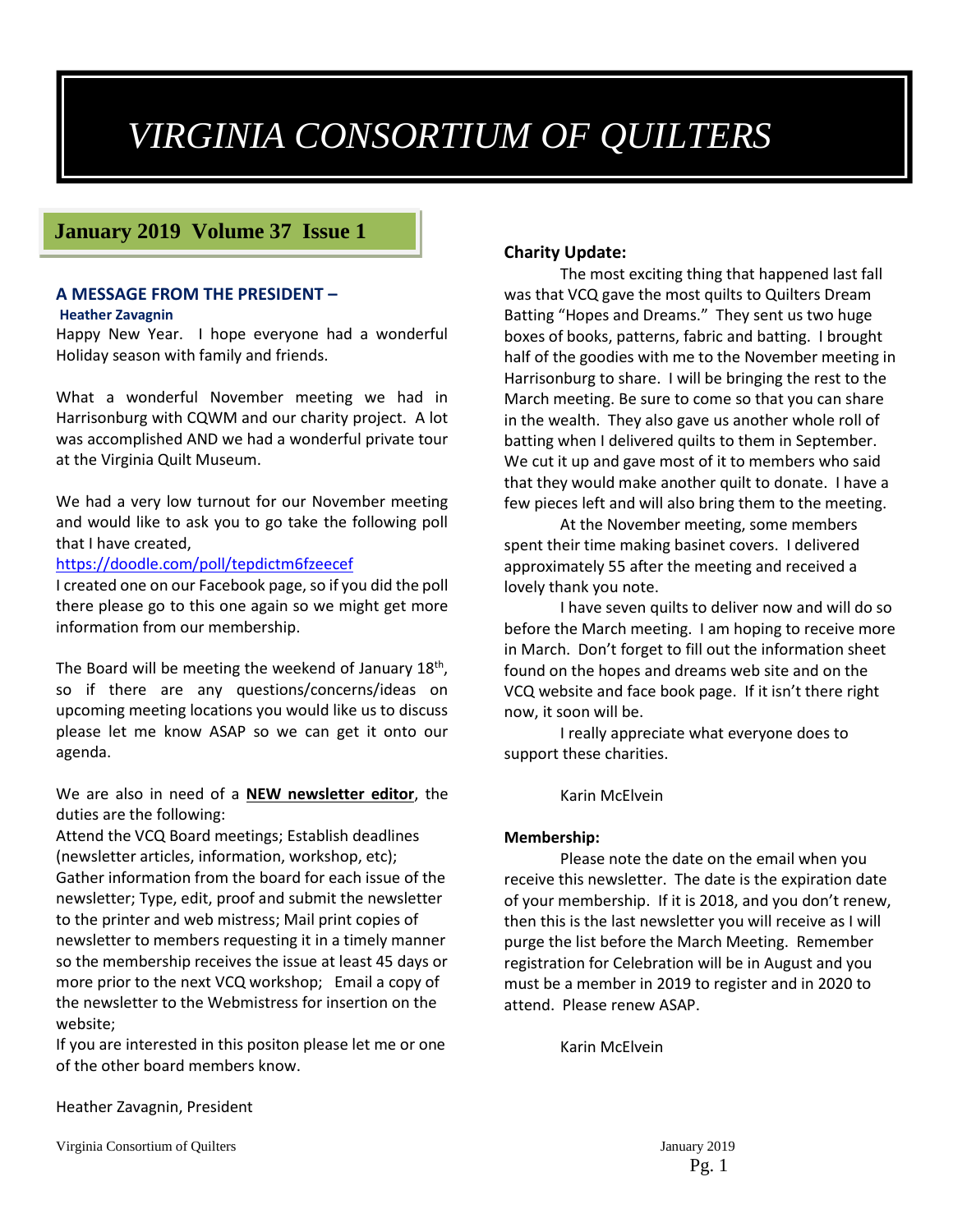# *VIRGINIA CONSORTIUM OF QUILTERS*

**January 2019 Volume 37 Issue 1**

## A MESSAGE FROM THE PRESIDENT –

**Heather Zavagnin**

Happy New Year. I hope everyone had a wonderful Holiday season with family and friends.

What a wonderful November meeting we had in Harrisonburg with CQWM and our charity project. A lot was accomplished AND we had a wonderful private tour at the Virginia Quilt Museum.

We had a very low turnout for our November meeting and would like to ask you to go take the following poll that I have created,

https://doodle.com/poll/tepdictm6fzeecef

I created one on our Facebook page, so if you did the poll there please go to this one again so we might get more information from our membership.

The Board will be meeting the weekend of January 18th, so if there are any questions/concerns/ideas on upcoming meeting locations you would like us to discuss please let me know ASAP so we can get it onto our agenda.

We are also in need of a **NEW newsletter editor**, the duties are the following:

Attend the VCQ Board meetings; Establish deadlines (newsletter articles, information, workshop, etc); Gather information from the board for each issue of the newsletter; Type, edit, proof and submit the newsletter to the printer and web mistress; Mail print copies of newsletter to members requesting it in a timely manner so the membership receives the issue at least 45 days or more prior to the next VCQ workshop; Email a copy of the newsletter to the Webmistress for insertion on the website;

If you are interested in this positon please let me or one of the other board members know.

Heather Zavagnin, President

### Charity Update:

The most exciting thing that happened last fall was that VCQ gave the most quilts to Quilters Dream Batting "Hopes and Dreams." They sent us two huge boxes of books, patterns, fabric and batting. I brought half of the goodies with me to the November meeting in Harrisonburg to share. I will be bringing the rest to the March meeting. Be sure to come so that you can share in the wealth. They also gave us another whole roll of batting when I delivered quilts to them in September. We cut it up and gave most of it to members who said that they would make another quilt to donate. I have a few pieces left and will also bring them to the meeting.

At the November meeting, some members spent their time making basinet covers. I delivered approximately 55 after the meeting and received a lovely thank you note.

I have seven quilts to deliver now and will do so before the March meeting. I am hoping to receive more in March. Don't forget to fill out the information sheet found on the hopes and dreams web site and on the VCQ website and face book page. If it isn't there right now, it soon will be.

I really appreciate what everyone does to support these charities.

Karin McElvein

### Membership:

Please note the date on the email when you receive this newsletter. The date is the expiration date of your membership. If it is 2018, and you don't renew, then this is the last newsletter you will receive as I will purge the list before the March Meeting. Remember registration for Celebration will be in August and you must be a member in 2019 to register and in 2020 to attend. Please renew ASAP.

Karin McElvein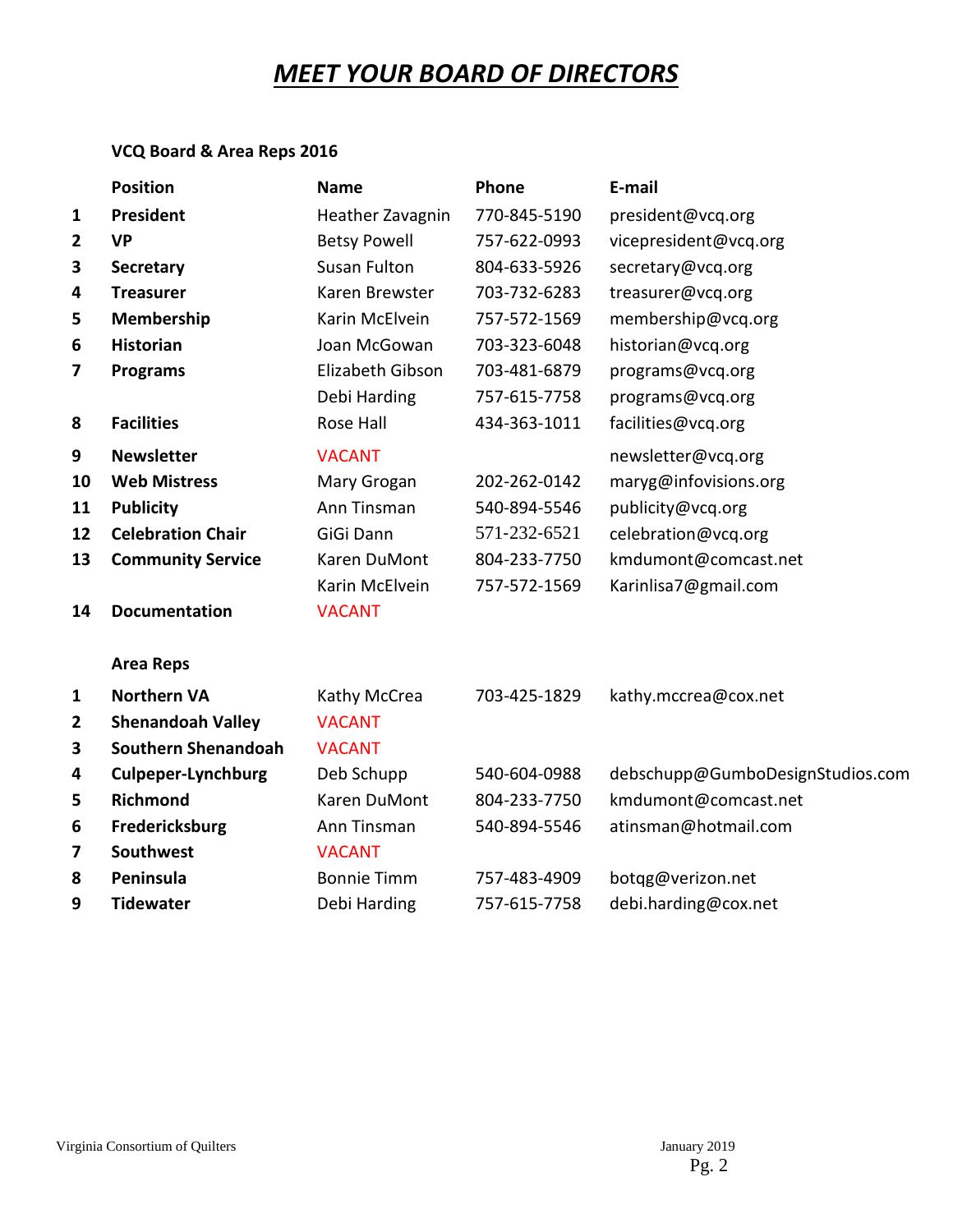# ***MEET YOUR BOARD OF DIRECTORS***

**VCQ Board & Area Reps 2016**

| | **Position** | **Name** | **Phone** | **E-mail** |
|---|---|---|---|---|
| **1** | **President** | Heather Zavagnin | 770-845-5190 | president@vcq.org |
| **2** | **VP** | Betsy Powell | 757-622-0993 | vicepresident@vcq.org |
| **3** | **Secretary** | Susan Fulton | 804-633-5926 | secretary@vcq.org |
| **4** | **Treasurer** | Karen Brewster | 703-732-6283 | treasurer@vcq.org |
| **5** | **Membership** | Karin McElvein | 757-572-1569 | membership@vcq.org |
| **6** | **Historian** | Joan McGowan | 703-323-6048 | historian@vcq.org |
| **7** | **Programs** | Elizabeth Gibson | 703-481-6879 | programs@vcq.org |
| | | Debi Harding | 757-615-7758 | programs@vcq.org |
| **8** | **Facilities** | Rose Hall | 434-363-1011 | facilities@vcq.org |
| **9** | **Newsletter** | VACANT | | newsletter@vcq.org |
| **10** | **Web Mistress** | Mary Grogan | 202-262-0142 | maryg@infovisions.org |
| **11** | **Publicity** | Ann Tinsman | 540-894-5546 | publicity@vcq.org |
| **12** | **Celebration Chair** | GiGi Dann | 571-232-6521 | celebration@vcq.org |
| **13** | **Community Service** | Karen DuMont | 804-233-7750 | kmdumont@comcast.net |
| | | Karin McElvein | 757-572-1569 | Karinlisa7@gmail.com |
| **14** | **Documentation** | VACANT | | |

**Area Reps**

| | **Area** | **Name** | **Phone** | **E-mail** |
|---|---|---|---|---|
| **1** | **Northern VA** | Kathy McCrea | 703-425-1829 | kathy.mccrea@cox.net |
| **2** | **Shenandoah Valley** | VACANT | | |
| **3** | **Southern Shenandoah** | VACANT | | |
| **4** | **Culpeper-Lynchburg** | Deb Schupp | 540-604-0988 | debschupp@GumboDesignStudios.com |
| **5** | **Richmond** | Karen DuMont | 804-233-7750 | kmdumont@comcast.net |
| **6** | **Fredericksburg** | Ann Tinsman | 540-894-5546 | atinsman@hotmail.com |
| **7** | **Southwest** | VACANT | | |
| **8** | **Peninsula** | Bonnie Timm | 757-483-4909 | botqg@verizon.net |
| **9** | **Tidewater** | Debi Harding | 757-615-7758 | debi.harding@cox.net |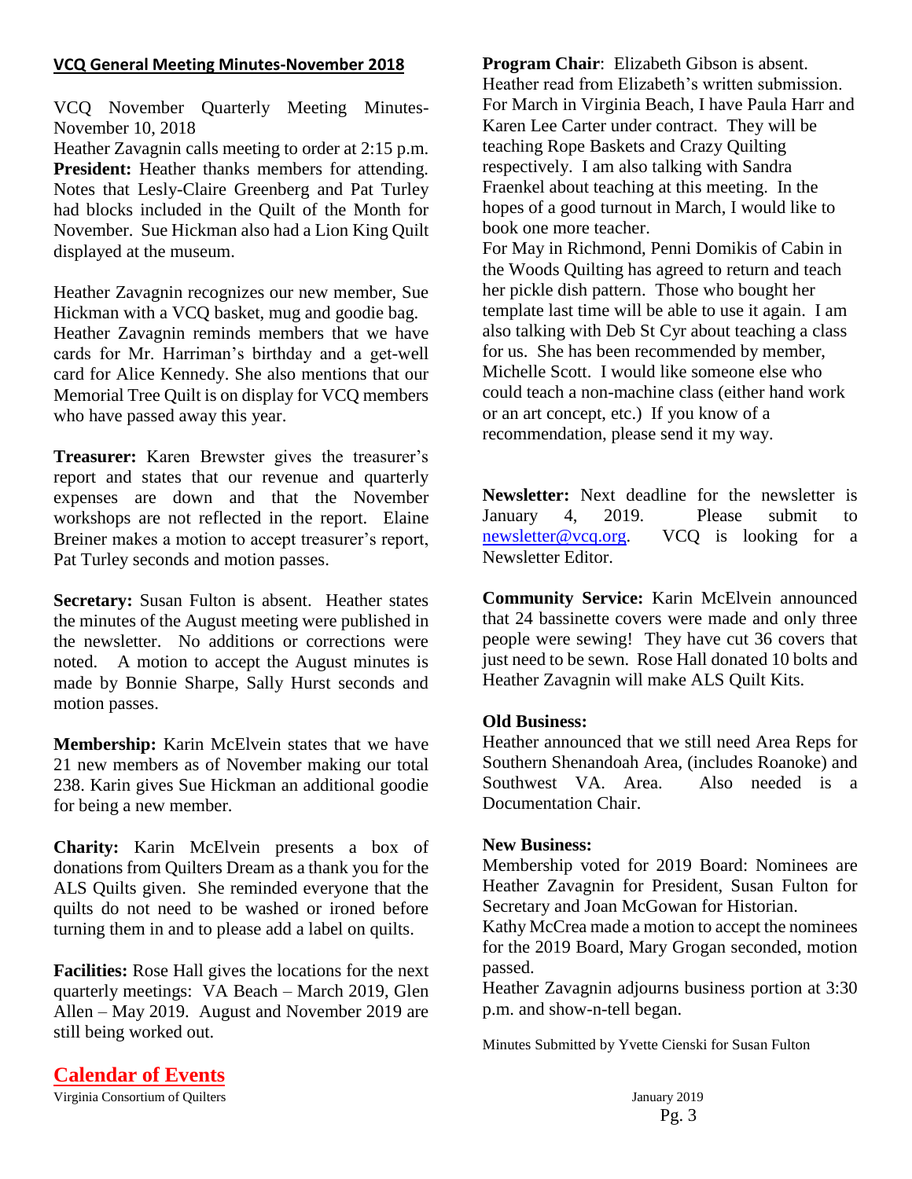## VCQ General Meeting Minutes-November 2018

VCQ November Quarterly Meeting Minutes- November 10, 2018

Heather Zavagnin calls meeting to order at 2:15 p.m.

**President:** Heather thanks members for attending. Notes that Lesly-Claire Greenberg and Pat Turley had blocks included in the Quilt of the Month for November. Sue Hickman also had a Lion King Quilt displayed at the museum.

Heather Zavagnin recognizes our new member, Sue Hickman with a VCQ basket, mug and goodie bag. Heather Zavagnin reminds members that we have cards for Mr. Harriman's birthday and a get-well card for Alice Kennedy. She also mentions that our Memorial Tree Quilt is on display for VCQ members who have passed away this year.

**Treasurer:** Karen Brewster gives the treasurer's report and states that our revenue and quarterly expenses are down and that the November workshops are not reflected in the report. Elaine Breiner makes a motion to accept treasurer's report, Pat Turley seconds and motion passes.

**Secretary:** Susan Fulton is absent. Heather states the minutes of the August meeting were published in the newsletter. No additions or corrections were noted. A motion to accept the August minutes is made by Bonnie Sharpe, Sally Hurst seconds and motion passes.

**Membership:** Karin McElvein states that we have 21 new members as of November making our total 238. Karin gives Sue Hickman an additional goodie for being a new member.

**Charity:** Karin McElvein presents a box of donations from Quilters Dream as a thank you for the ALS Quilts given. She reminded everyone that the quilts do not need to be washed or ironed before turning them in and to please add a label on quilts.

**Facilities:** Rose Hall gives the locations for the next quarterly meetings: VA Beach – March 2019, Glen Allen – May 2019. August and November 2019 are still being worked out.

**Program Chair**: Elizabeth Gibson is absent. Heather read from Elizabeth's written submission. For March in Virginia Beach, I have Paula Harr and Karen Lee Carter under contract. They will be teaching Rope Baskets and Crazy Quilting respectively. I am also talking with Sandra Fraenkel about teaching at this meeting. In the hopes of a good turnout in March, I would like to book one more teacher.

For May in Richmond, Penni Domikis of Cabin in the Woods Quilting has agreed to return and teach her pickle dish pattern. Those who bought her template last time will be able to use it again. I am also talking with Deb St Cyr about teaching a class for us. She has been recommended by member, Michelle Scott. I would like someone else who could teach a non-machine class (either hand work or an art concept, etc.) If you know of a recommendation, please send it my way.

**Newsletter:** Next deadline for the newsletter is January 4, 2019. Please submit to newsletter@vcq.org. VCQ is looking for a Newsletter Editor.

**Community Service:** Karin McElvein announced that 24 bassinette covers were made and only three people were sewing! They have cut 36 covers that just need to be sewn. Rose Hall donated 10 bolts and Heather Zavagnin will make ALS Quilt Kits.

**Old Business:**

Heather announced that we still need Area Reps for Southern Shenandoah Area, (includes Roanoke) and Southwest VA. Area. Also needed is a Documentation Chair.

**New Business:**

Membership voted for 2019 Board: Nominees are Heather Zavagnin for President, Susan Fulton for Secretary and Joan McGowan for Historian.

Kathy McCrea made a motion to accept the nominees for the 2019 Board, Mary Grogan seconded, motion passed.

Heather Zavagnin adjourns business portion at 3:30 p.m. and show-n-tell began.

Minutes Submitted by Yvette Cienski for Susan Fulton

## Calendar of Events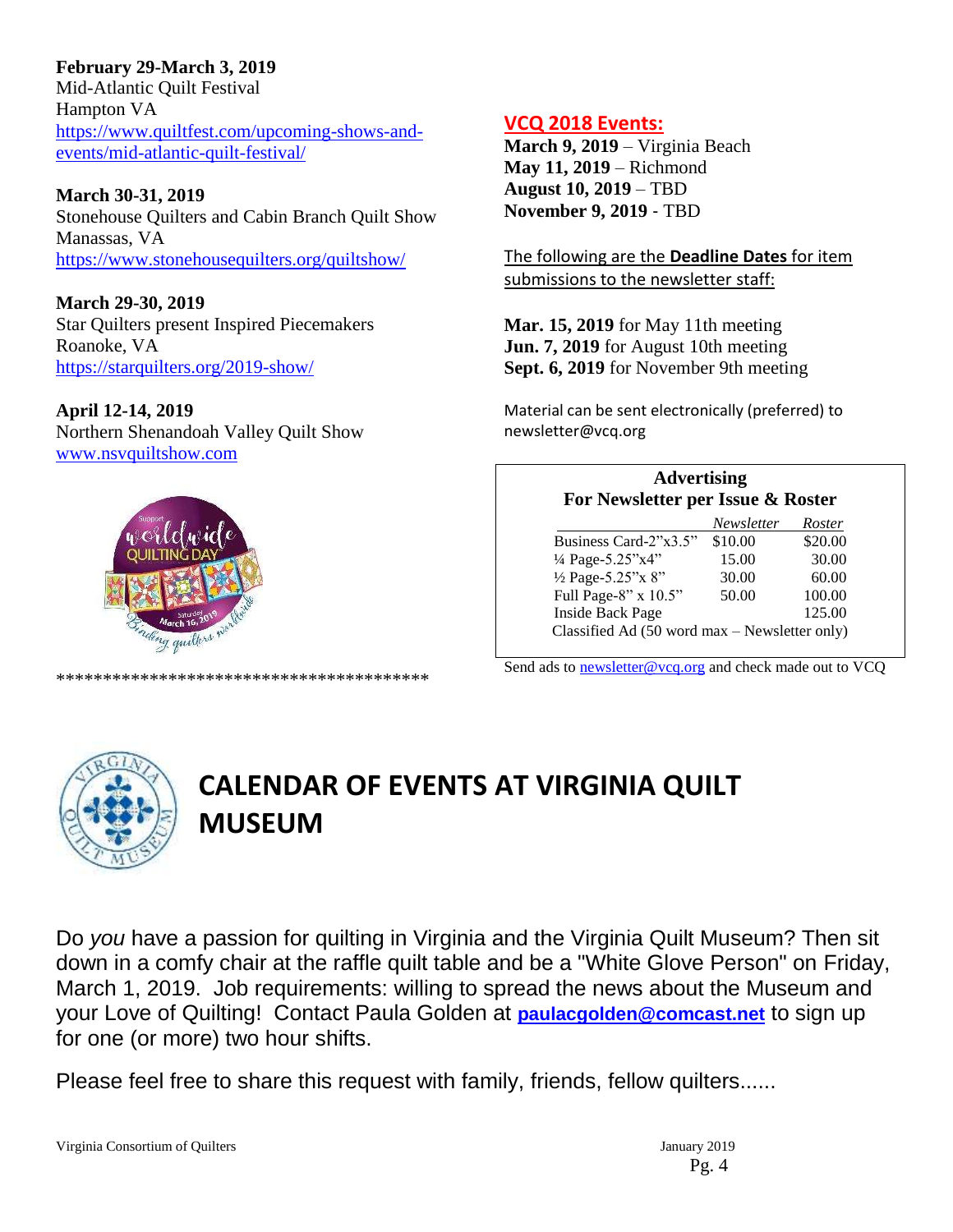**February 29-March 3, 2019**
Mid-Atlantic Quilt Festival
Hampton VA
https://www.quiltfest.com/upcoming-shows-and-events/mid-atlantic-quilt-festival/

**March 30-31, 2019**
Stonehouse Quilters and Cabin Branch Quilt Show
Manassas, VA
https://www.stonehousequilters.org/quiltshow/

**March 29-30, 2019**
Star Quilters present Inspired Piecemakers
Roanoke, VA
https://starquilters.org/2019-show/

**April 12-14, 2019**
Northern Shenandoah Valley Quilt Show
www.nsvquiltshow.com

****************************************

## VCQ 2018 Events:

**March 9, 2019** – Virginia Beach
**May 11, 2019** – Richmond
**August 10, 2019** – TBD
**November 9, 2019** - TBD

The following are the **Deadline Dates** for item submissions to the newsletter staff:

**Mar. 15, 2019** for May 11th meeting
**Jun. 7, 2019** for August 10th meeting
**Sept. 6, 2019** for November 9th meeting

Material can be sent electronically (preferred) to newsletter@vcq.org

**Advertising**
**For Newsletter per Issue & Roster**

| | *Newsletter* | *Roster* |
|---|---|---|
| Business Card-2"x3.5" | $10.00 | $20.00 |
| ¼ Page-5.25"x4" | 15.00 | 30.00 |
| ½ Page-5.25"x 8" | 30.00 | 60.00 |
| Full Page-8" x 10.5" | 50.00 | 100.00 |
| Inside Back Page | | 125.00 |
| Classified Ad (50 word max – Newsletter only) | | |

Send ads to newsletter@vcq.org and check made out to VCQ

# CALENDAR OF EVENTS AT VIRGINIA QUILT MUSEUM

Do *you* have a passion for quilting in Virginia and the Virginia Quilt Museum? Then sit down in a comfy chair at the raffle quilt table and be a "White Glove Person" on Friday, March 1, 2019. Job requirements: willing to spread the news about the Museum and your Love of Quilting! Contact Paula Golden at **paulacgolden@comcast.net** to sign up for one (or more) two hour shifts.

Please feel free to share this request with family, friends, fellow quilters......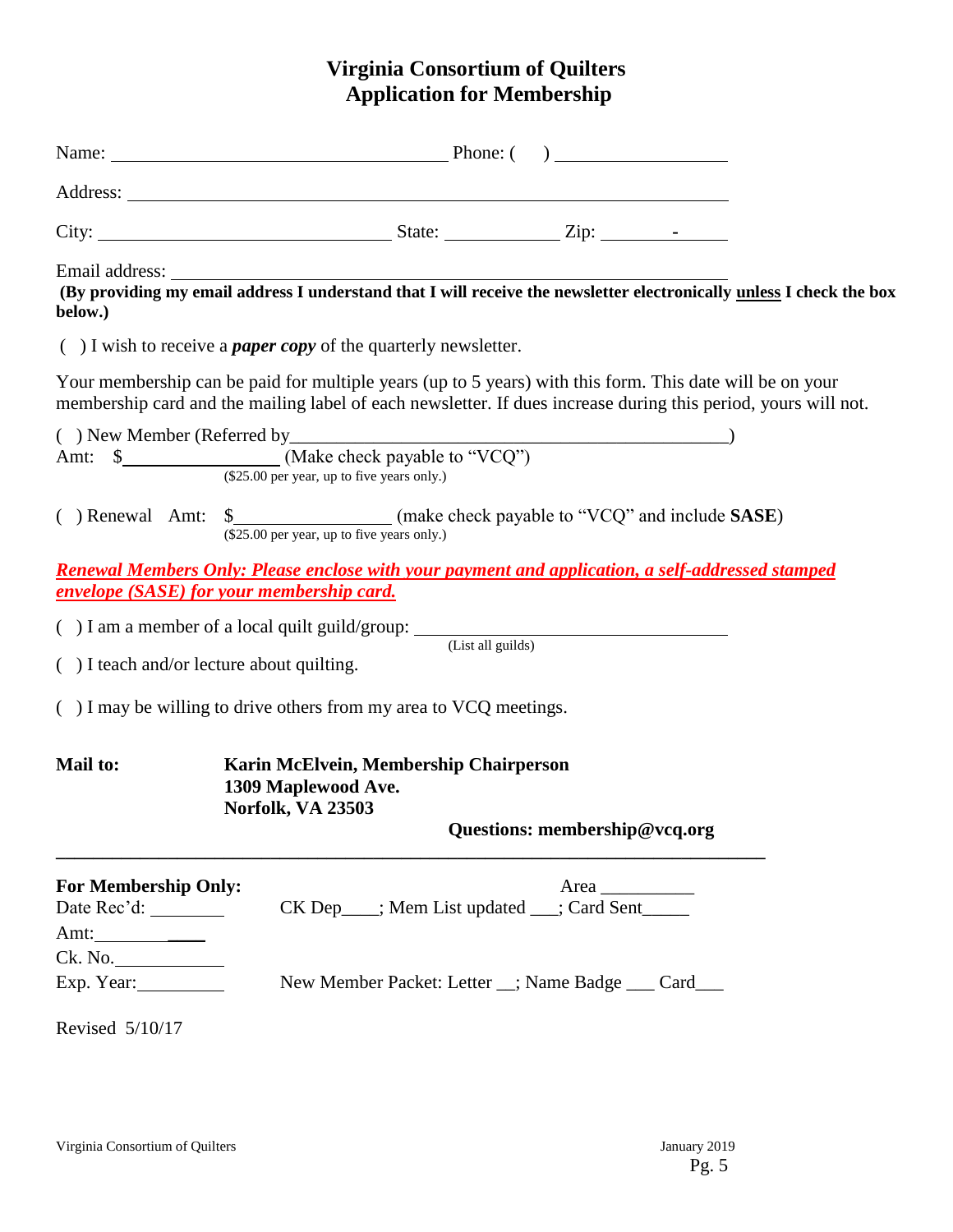# Virginia Consortium of Quilters
## Application for Membership

Name: ______________________________ Phone: (    ) ________________

Address: ____________________________________________________________

City: __________________________ State: __________ Zip: ______-_____

Email address: ______________________________________________________

**(By providing my email address I understand that I will receive the newsletter electronically <u>unless</u> I check the box below.)**

( ) I wish to receive a ***paper copy*** of the quarterly newsletter.

Your membership can be paid for multiple years (up to 5 years) with this form. This date will be on your membership card and the mailing label of each newsletter. If dues increase during this period, yours will not.

( ) New Member (Referred by____________________________________________)
Amt: $______________ (Make check payable to "VCQ")
($25.00 per year, up to five years only.)

( ) Renewal Amt: $______________ (make check payable to "VCQ" and include **SASE**)
($25.00 per year, up to five years only.)

***<u>Renewal Members Only: Please enclose with your payment and application, a self-addressed stamped envelope (SASE) for your membership card.</u>***

( ) I am a member of a local quilt guild/group: ____________________________
(List all guilds)

( ) I teach and/or lecture about quilting.

( ) I may be willing to drive others from my area to VCQ meetings.

**Mail to:** **Karin McElvein, Membership Chairperson**
**1309 Maplewood Ave.**
**Norfolk, VA 23503**

**Questions: membership@vcq.org**

---

**For Membership Only:** Area __________

Date Rec'd: ________ CK Dep____; Mem List updated ___; Card Sent_____

Amt: ____________

Ck. No. ____________

Exp. Year: _________ New Member Packet: Letter __; Name Badge ___ Card___

Revised 5/10/17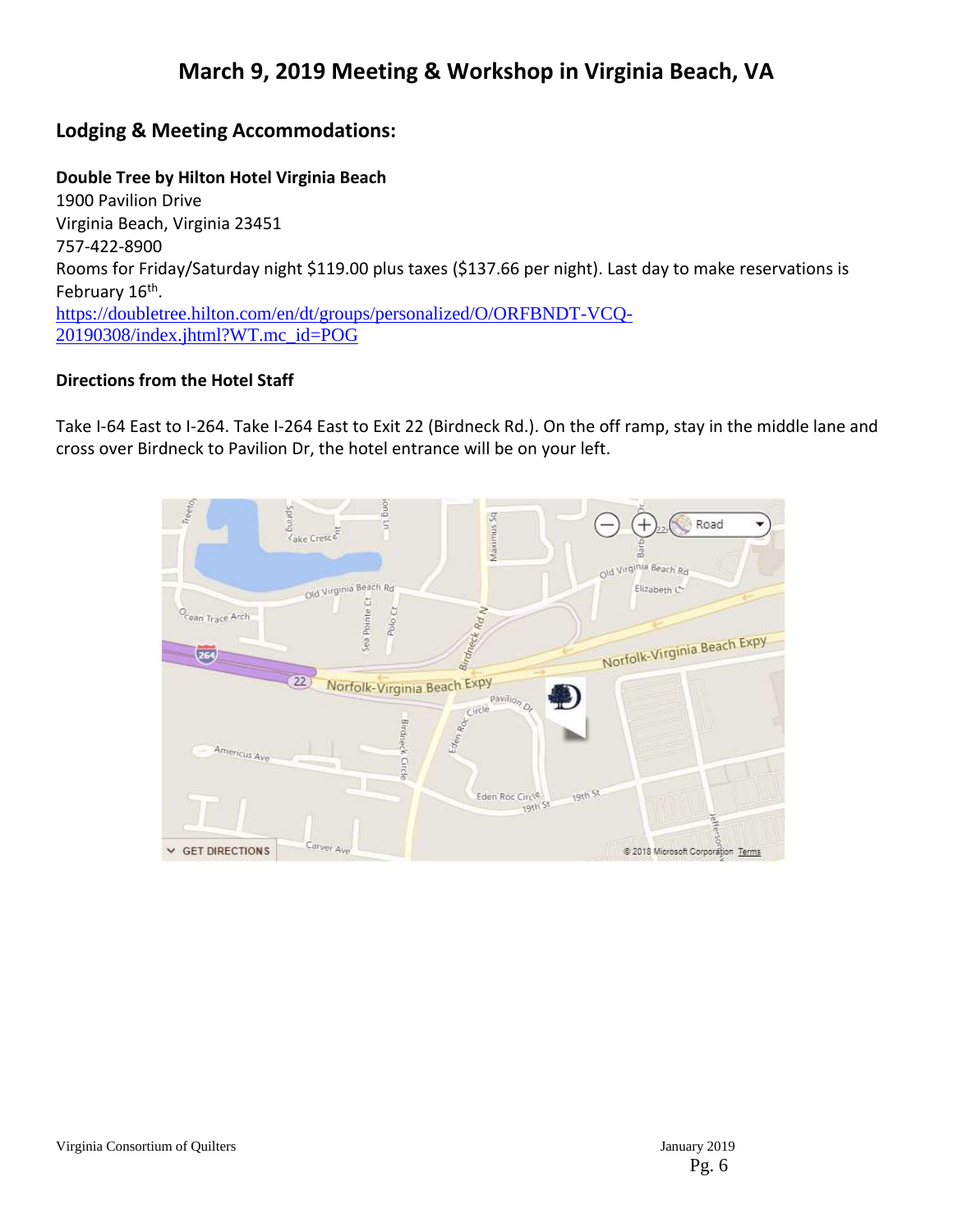# March 9, 2019 Meeting & Workshop in Virginia Beach, VA

## Lodging & Meeting Accommodations:

**Double Tree by Hilton Hotel Virginia Beach**
1900 Pavilion Drive
Virginia Beach, Virginia 23451
757-422-8900
Rooms for Friday/Saturday night $119.00 plus taxes ($137.66 per night). Last day to make reservations is February 16th.
https://doubletree.hilton.com/en/dt/groups/personalized/O/ORFBNDT-VCQ-20190308/index.jhtml?WT.mc_id=POG

**Directions from the Hotel Staff**

Take I-64 East to I-264. Take I-264 East to Exit 22 (Birdneck Rd.). On the off ramp, stay in the middle lane and cross over Birdneck to Pavilion Dr, the hotel entrance will be on your left.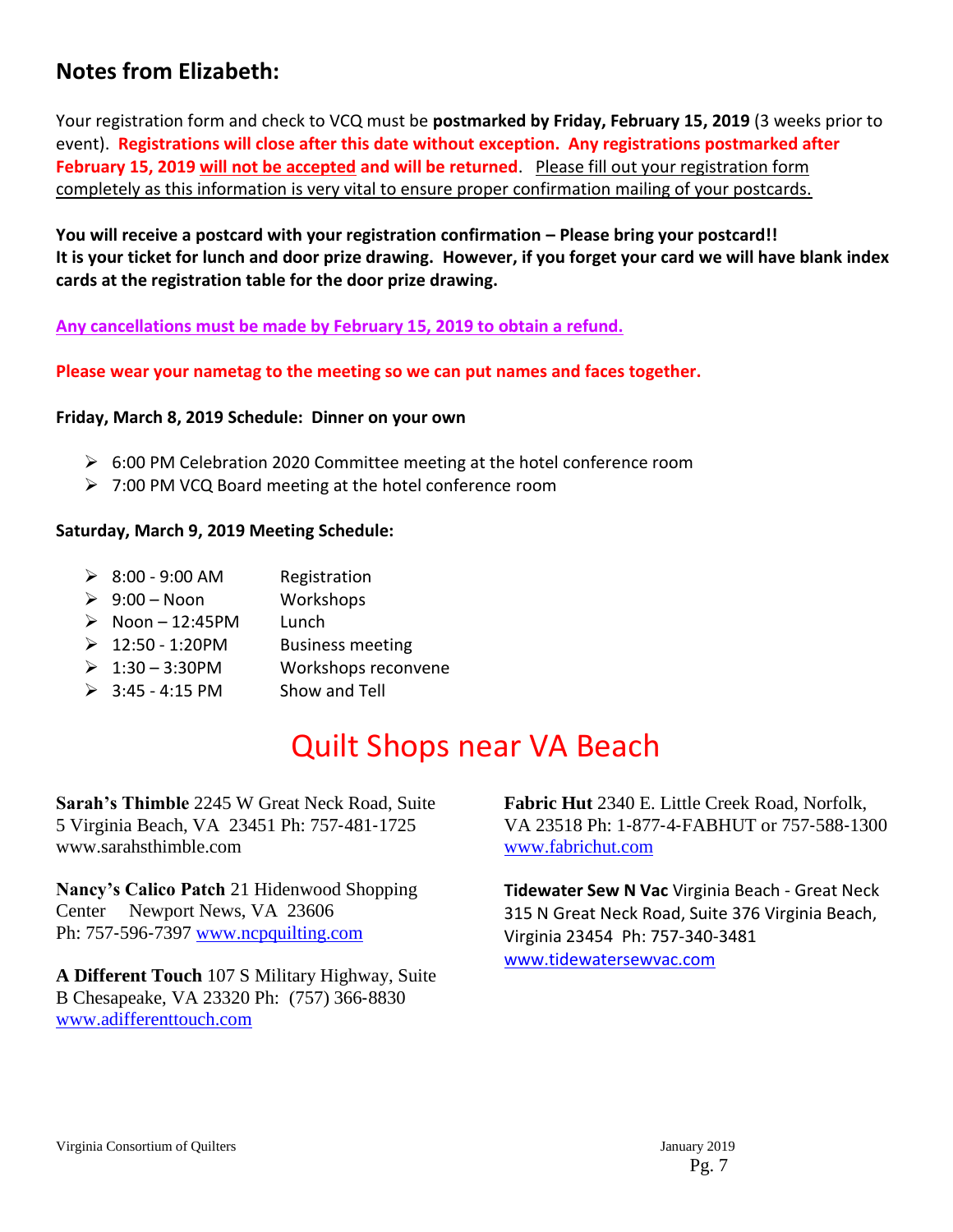## Notes from Elizabeth:

Your registration form and check to VCQ must be **postmarked by Friday, February 15, 2019** (3 weeks prior to event). **Registrations will close after this date without exception. Any registrations postmarked after February 15, 2019 will not be accepted and will be returned**. Please fill out your registration form completely as this information is very vital to ensure proper confirmation mailing of your postcards.

**You will receive a postcard with your registration confirmation – Please bring your postcard!!**
**It is your ticket for lunch and door prize drawing. However, if you forget your card we will have blank index cards at the registration table for the door prize drawing.**

**Any cancellations must be made by February 15, 2019 to obtain a refund.**

**Please wear your nametag to the meeting so we can put names and faces together.**

**Friday, March 8, 2019 Schedule: Dinner on your own**

- 6:00 PM Celebration 2020 Committee meeting at the hotel conference room
- 7:00 PM VCQ Board meeting at the hotel conference room

**Saturday, March 9, 2019 Meeting Schedule:**

- 8:00 - 9:00 AM — Registration
- 9:00 – Noon — Workshops
- Noon – 12:45PM — Lunch
- 12:50 - 1:20PM — Business meeting
- 1:30 – 3:30PM — Workshops reconvene
- 3:45 - 4:15 PM — Show and Tell

# Quilt Shops near VA Beach

**Sarah's Thimble** 2245 W Great Neck Road, Suite 5 Virginia Beach, VA 23451 Ph: 757-481-1725 www.sarahsthimble.com

**Nancy's Calico Patch** 21 Hidenwood Shopping Center Newport News, VA 23606 Ph: 757-596-7397 www.ncpquilting.com

**A Different Touch** 107 S Military Highway, Suite B Chesapeake, VA 23320 Ph: (757) 366-8830 www.adifferenttouch.com

**Fabric Hut** 2340 E. Little Creek Road, Norfolk, VA 23518 Ph: 1-877-4-FABHUT or 757-588-1300 www.fabrichut.com

**Tidewater Sew N Vac** Virginia Beach - Great Neck 315 N Great Neck Road, Suite 376 Virginia Beach, Virginia 23454 Ph: 757-340-3481 www.tidewatersewvac.com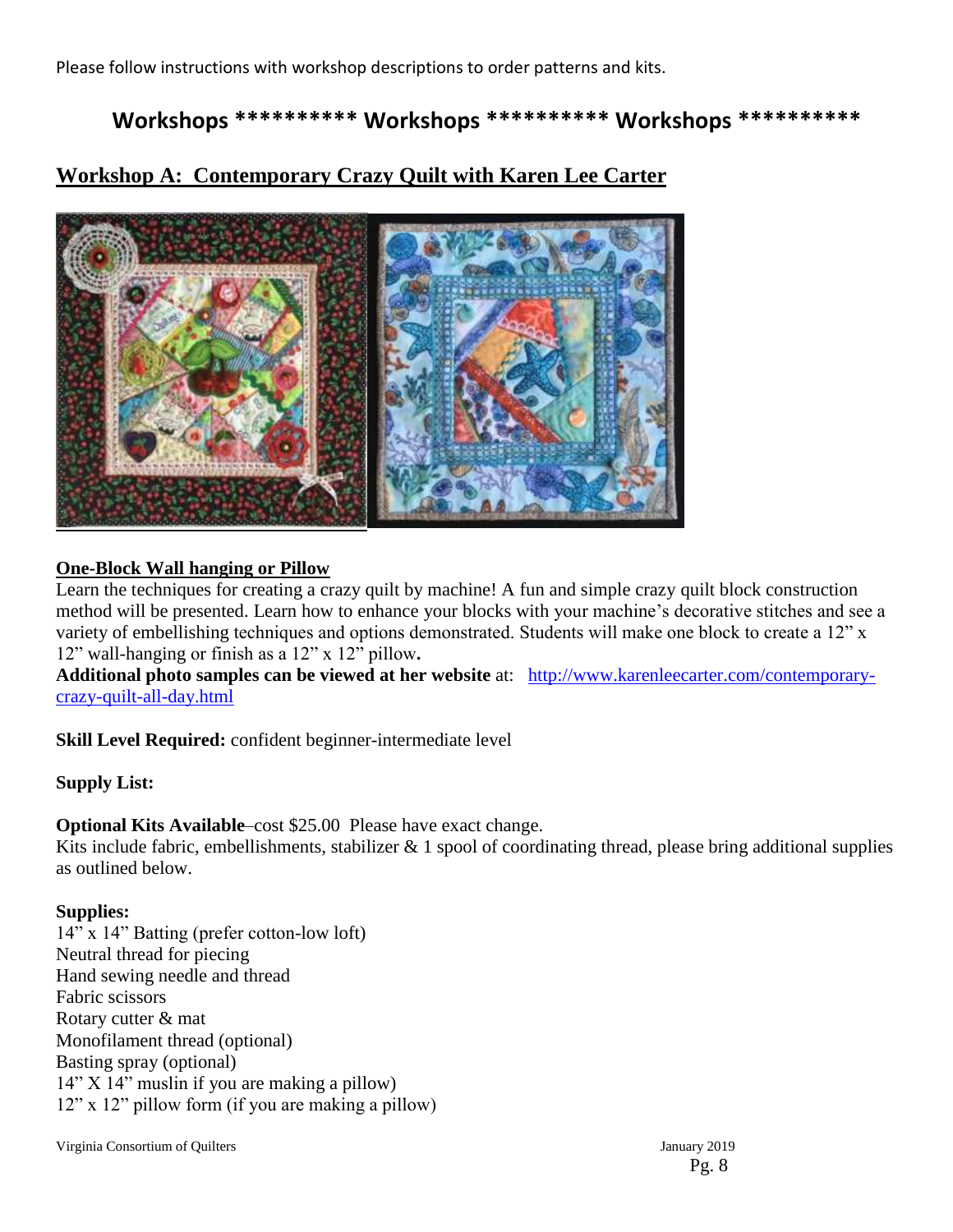Please follow instructions with workshop descriptions to order patterns and kits.

## Workshops ********** Workshops ********** Workshops **********

## Workshop A: Contemporary Crazy Quilt with Karen Lee Carter

### One-Block Wall hanging or Pillow

Learn the techniques for creating a crazy quilt by machine! A fun and simple crazy quilt block construction method will be presented. Learn how to enhance your blocks with your machine's decorative stitches and see a variety of embellishing techniques and options demonstrated. Students will make one block to create a 12" x 12" wall-hanging or finish as a 12" x 12" pillow**.**

**Additional photo samples can be viewed at her website** at: http://www.karenleecarter.com/contemporary-crazy-quilt-all-day.html

**Skill Level Required:** confident beginner-intermediate level

**Supply List:**

**Optional Kits Available**–cost $25.00 Please have exact change.

Kits include fabric, embellishments, stabilizer & 1 spool of coordinating thread, please bring additional supplies as outlined below.

**Supplies:**

14" x 14" Batting (prefer cotton-low loft)
Neutral thread for piecing
Hand sewing needle and thread
Fabric scissors
Rotary cutter & mat
Monofilament thread (optional)
Basting spray (optional)
14" X 14" muslin if you are making a pillow)
12" x 12" pillow form (if you are making a pillow)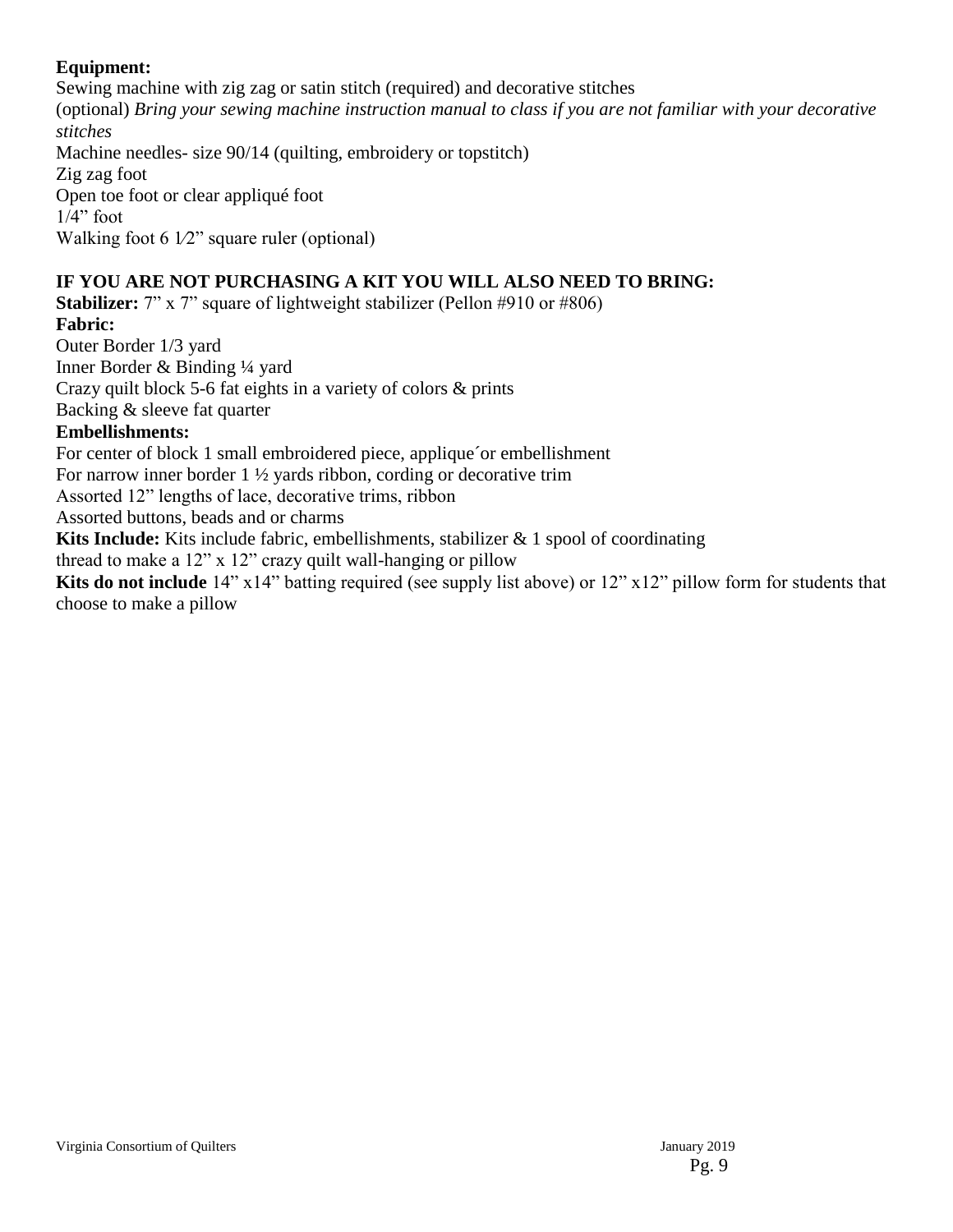**Equipment:**

Sewing machine with zig zag or satin stitch (required) and decorative stitches (optional) *Bring your sewing machine instruction manual to class if you are not familiar with your decorative stitches*

Machine needles- size 90/14 (quilting, embroidery or topstitch)

Zig zag foot

Open toe foot or clear appliqué foot

1/4" foot

Walking foot 6 1⁄2" square ruler (optional)

**IF YOU ARE NOT PURCHASING A KIT YOU WILL ALSO NEED TO BRING:**

**Stabilizer:** 7" x 7" square of lightweight stabilizer (Pellon #910 or #806)

**Fabric:**

Outer Border 1/3 yard

Inner Border & Binding ¼ yard

Crazy quilt block 5-6 fat eights in a variety of colors & prints

Backing & sleeve fat quarter

**Embellishments:**

For center of block 1 small embroidered piece, applique´or embellishment

For narrow inner border 1 ½ yards ribbon, cording or decorative trim

Assorted 12" lengths of lace, decorative trims, ribbon

Assorted buttons, beads and or charms

**Kits Include:** Kits include fabric, embellishments, stabilizer & 1 spool of coordinating thread to make a 12" x 12" crazy quilt wall-hanging or pillow

**Kits do not include** 14" x14" batting required (see supply list above) or 12" x12" pillow form for students that choose to make a pillow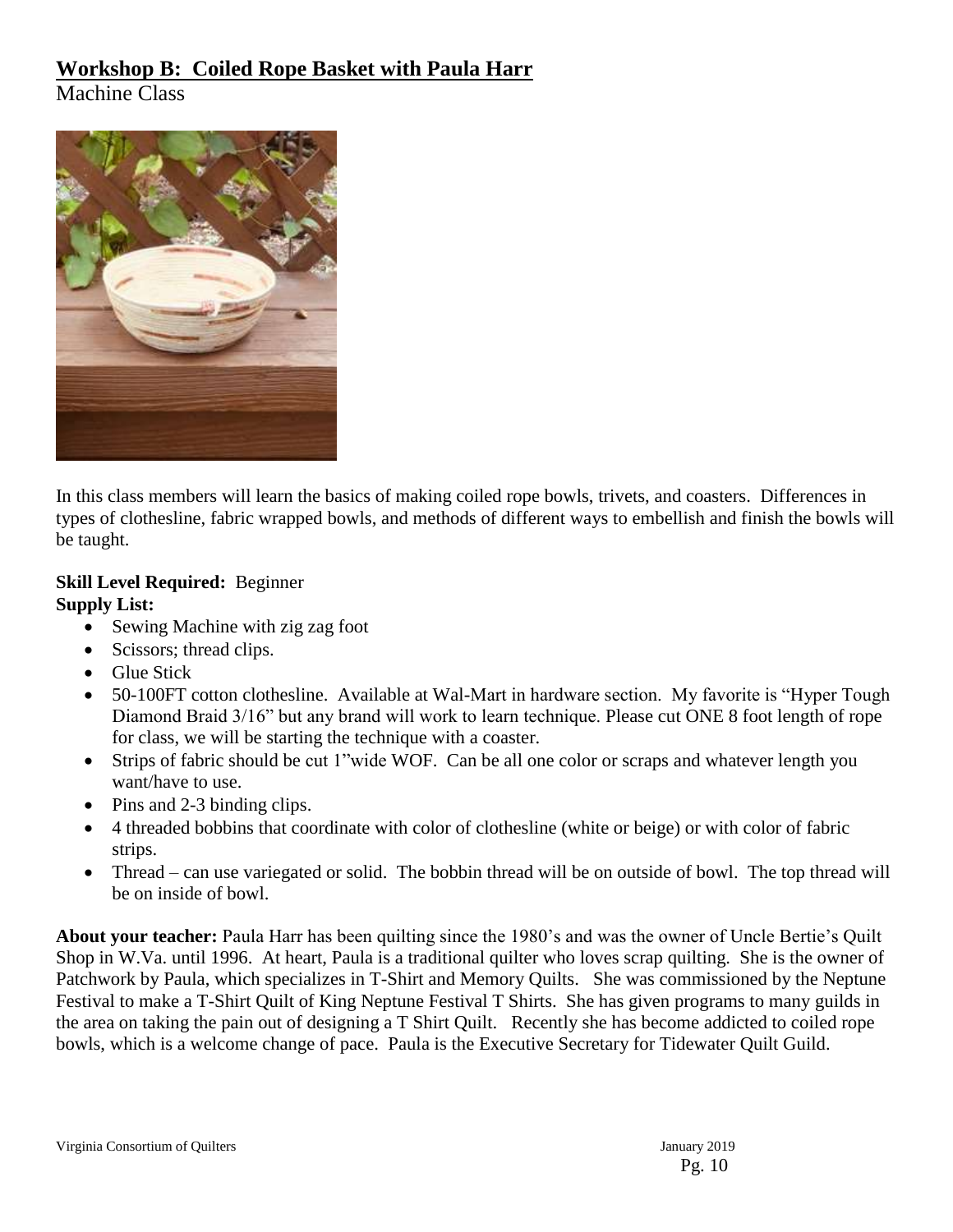## **Workshop B: Coiled Rope Basket with Paula Harr**

Machine Class

In this class members will learn the basics of making coiled rope bowls, trivets, and coasters. Differences in types of clothesline, fabric wrapped bowls, and methods of different ways to embellish and finish the bowls will be taught.

**Skill Level Required:** Beginner

**Supply List:**

- Sewing Machine with zig zag foot
- Scissors; thread clips.
- Glue Stick
- 50-100FT cotton clothesline. Available at Wal-Mart in hardware section. My favorite is "Hyper Tough Diamond Braid 3/16" but any brand will work to learn technique. Please cut ONE 8 foot length of rope for class, we will be starting the technique with a coaster.
- Strips of fabric should be cut 1"wide WOF. Can be all one color or scraps and whatever length you want/have to use.
- Pins and 2-3 binding clips.
- 4 threaded bobbins that coordinate with color of clothesline (white or beige) or with color of fabric strips.
- Thread – can use variegated or solid. The bobbin thread will be on outside of bowl. The top thread will be on inside of bowl.

**About your teacher:** Paula Harr has been quilting since the 1980's and was the owner of Uncle Bertie's Quilt Shop in W.Va. until 1996. At heart, Paula is a traditional quilter who loves scrap quilting. She is the owner of Patchwork by Paula, which specializes in T-Shirt and Memory Quilts. She was commissioned by the Neptune Festival to make a T-Shirt Quilt of King Neptune Festival T Shirts. She has given programs to many guilds in the area on taking the pain out of designing a T Shirt Quilt. Recently she has become addicted to coiled rope bowls, which is a welcome change of pace. Paula is the Executive Secretary for Tidewater Quilt Guild.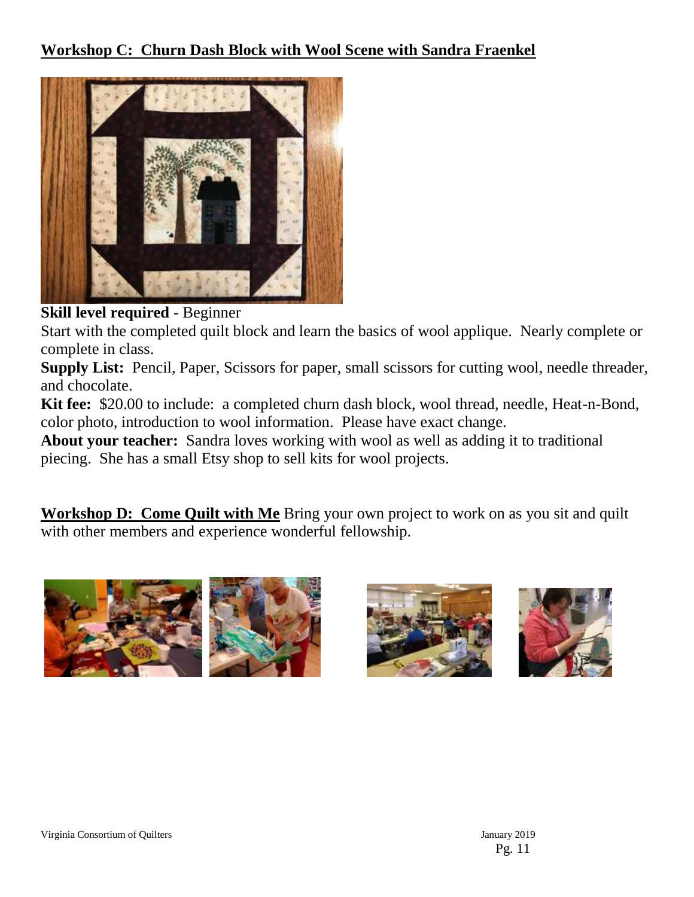## Workshop C: Churn Dash Block with Wool Scene with Sandra Fraenkel

**Skill level required** - Beginner

Start with the completed quilt block and learn the basics of wool applique. Nearly complete or complete in class.

**Supply List:** Pencil, Paper, Scissors for paper, small scissors for cutting wool, needle threader, and chocolate.

**Kit fee:** $20.00 to include: a completed churn dash block, wool thread, needle, Heat-n-Bond, color photo, introduction to wool information. Please have exact change.

**About your teacher:** Sandra loves working with wool as well as adding it to traditional piecing. She has a small Etsy shop to sell kits for wool projects.

## Workshop D: Come Quilt with Me

Bring your own project to work on as you sit and quilt with other members and experience wonderful fellowship.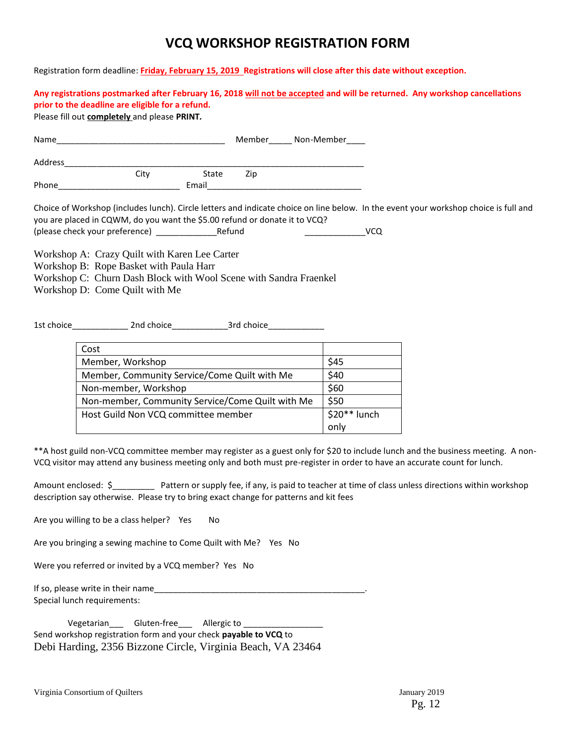# VCQ WORKSHOP REGISTRATION FORM

Registration form deadline: **Friday, February 15, 2019 Registrations will close after this date without exception.**

**Any registrations postmarked after February 16, 2018 will not be accepted and will be returned. Any workshop cancellations prior to the deadline are eligible for a refund.**

Please fill out **completely** and please **PRINT.**

Name____________________________________ Member_____ Non-Member____

Address_________________________________________________________________

City State Zip

Phone__________________________ Email_________________________________

Choice of Workshop (includes lunch). Circle letters and indicate choice on line below. In the event your workshop choice is full and you are placed in CQWM, do you want the $5.00 refund or donate it to VCQ?

(please check your preference) _____________Refund _____________VCQ

Workshop A: Crazy Quilt with Karen Lee Carter
Workshop B: Rope Basket with Paula Harr
Workshop C: Churn Dash Block with Wool Scene with Sandra Fraenkel
Workshop D: Come Quilt with Me

1st choice____________ 2nd choice____________3rd choice____________

| Cost | |
|---|---|
| Member, Workshop | $45 |
| Member, Community Service/Come Quilt with Me | $40 |
| Non-member, Workshop | $60 |
| Non-member, Community Service/Come Quilt with Me | $50 |
| Host Guild Non VCQ committee member | $20** lunch only |

**A host guild non-VCQ committee member may register as a guest only for $20 to include lunch and the business meeting. A non-VCQ visitor may attend any business meeting only and both must pre-register in order to have an accurate count for lunch.

Amount enclosed: $_________ Pattern or supply fee, if any, is paid to teacher at time of class unless directions within workshop description say otherwise. Please try to bring exact change for patterns and kit fees

Are you willing to be a class helper? Yes No

Are you bringing a sewing machine to Come Quilt with Me? Yes No

Were you referred or invited by a VCQ member? Yes No

If so, please write in their name_______________________________________________.

Special lunch requirements:

Vegetarian___ Gluten-free___ Allergic to _________________

Send workshop registration form and your check **payable to VCQ** to

Debi Harding, 2356 Bizzone Circle, Virginia Beach, VA 23464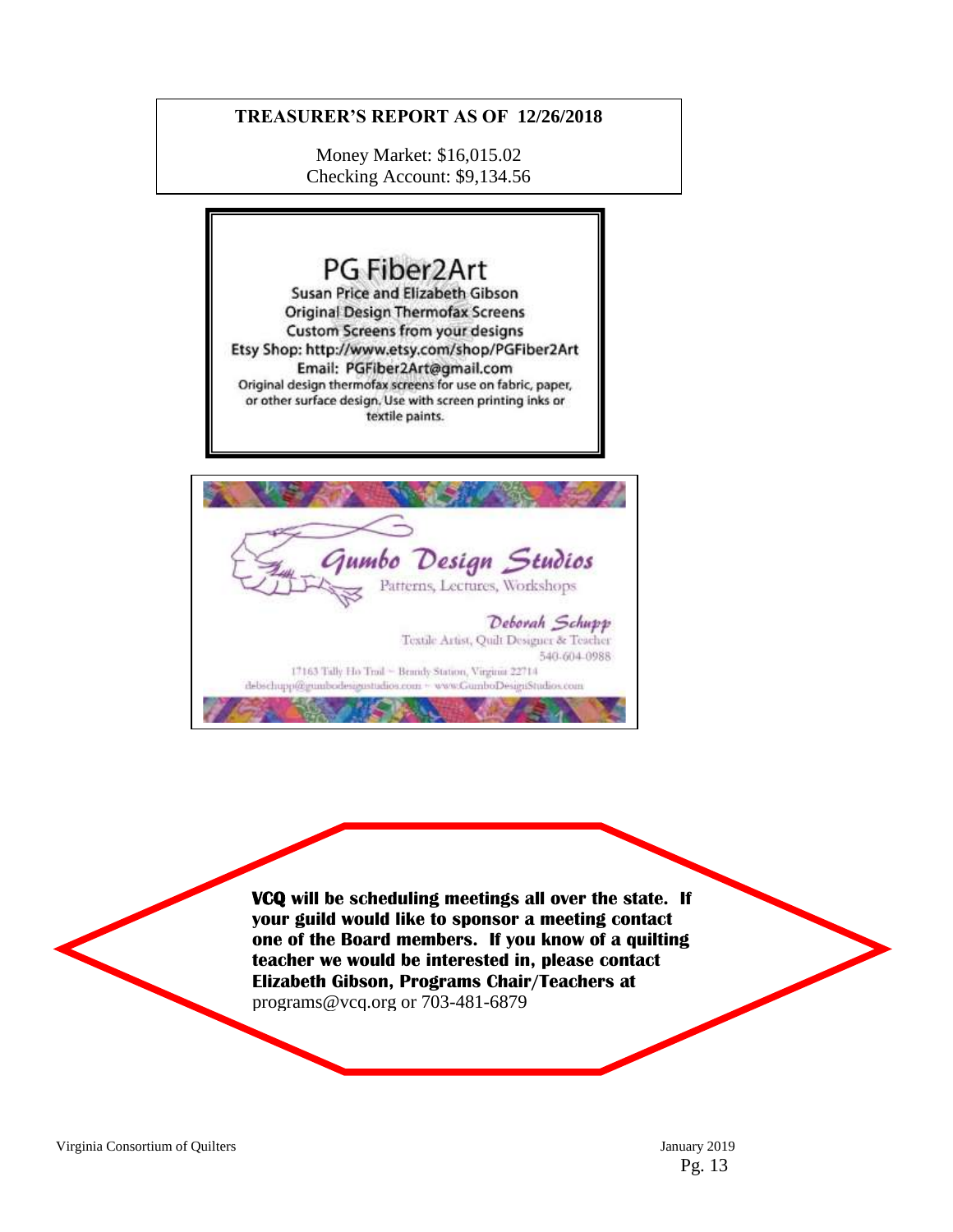## TREASURER'S REPORT AS OF 12/26/2018

Money Market: $16,015.02
Checking Account: $9,134.56

PG Fiber2Art
Susan Price and Elizabeth Gibson
Original Design Thermofax Screens
Custom Screens from your designs
Etsy Shop: http://www.etsy.com/shop/PGFiber2Art
Email: PGFiber2Art@gmail.com
Original design thermofax screens for use on fabric, paper, or other surface design. Use with screen printing inks or textile paints.

*Gumbo Design Studios*
Patterns, Lectures, Workshops

*Deborah Schupp*
Textile Artist, Quilt Designer & Teacher
540-604-0988
17163 Tally Ho Trail ~ Brandy Station, Virginia 22714
debschupp@gumbodesignstudios.com ~ www.GumboDesignStudios.com

**VCQ will be scheduling meetings all over the state. If your guild would like to sponsor a meeting contact one of the Board members. If you know of a quilting teacher we would be interested in, please contact Elizabeth Gibson, Programs Chair/Teachers at** programs@vcq.org or 703-481-6879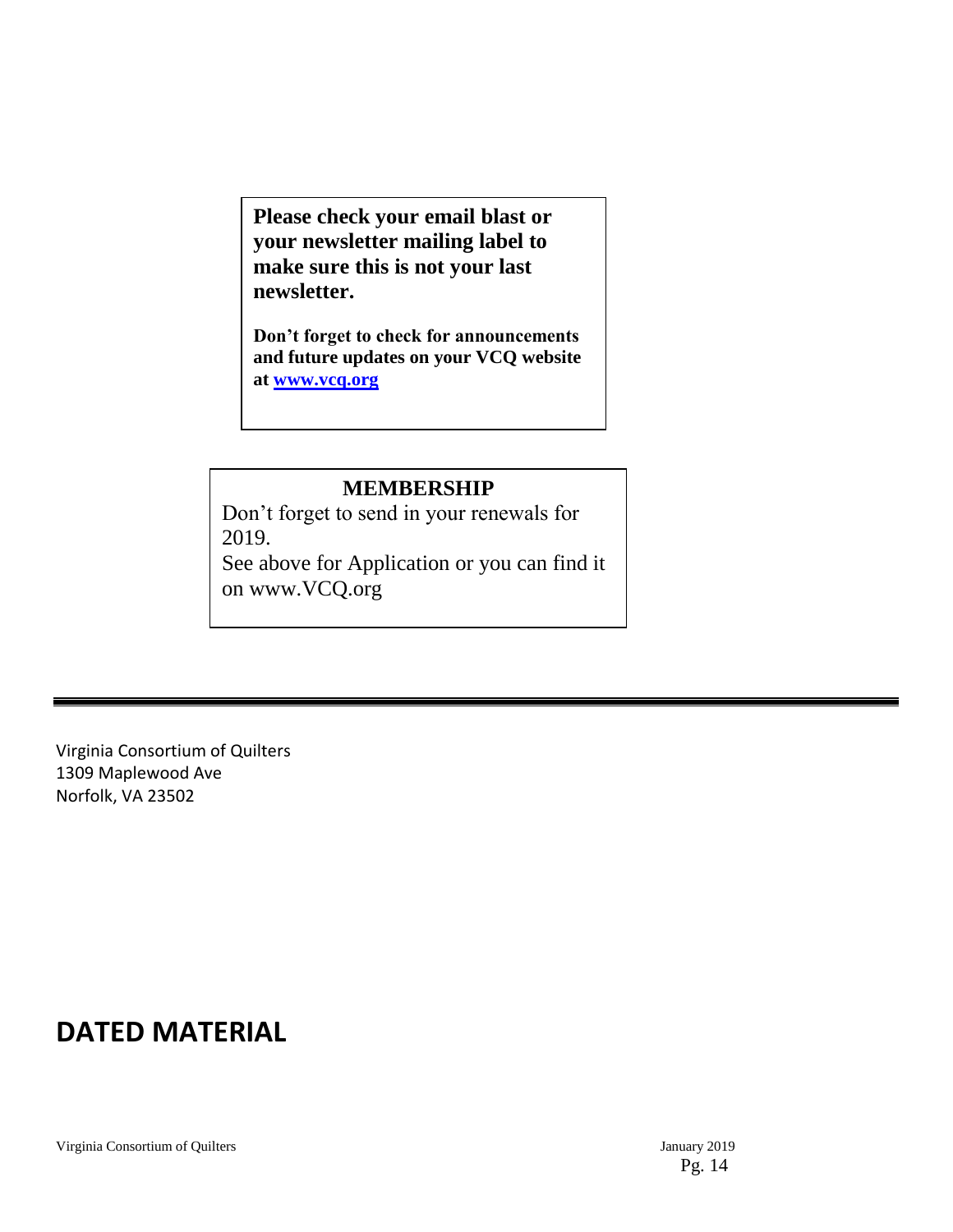**Please check your email blast or your newsletter mailing label to make sure this is not your last newsletter.**

**Don't forget to check for announcements and future updates on your VCQ website at [www.vcq.org](http://www.vcq.org)**

**MEMBERSHIP**

Don't forget to send in your renewals for 2019.

See above for Application or you can find it on www.VCQ.org

---

Virginia Consortium of Quilters
1309 Maplewood Ave
Norfolk, VA 23502

# DATED MATERIAL